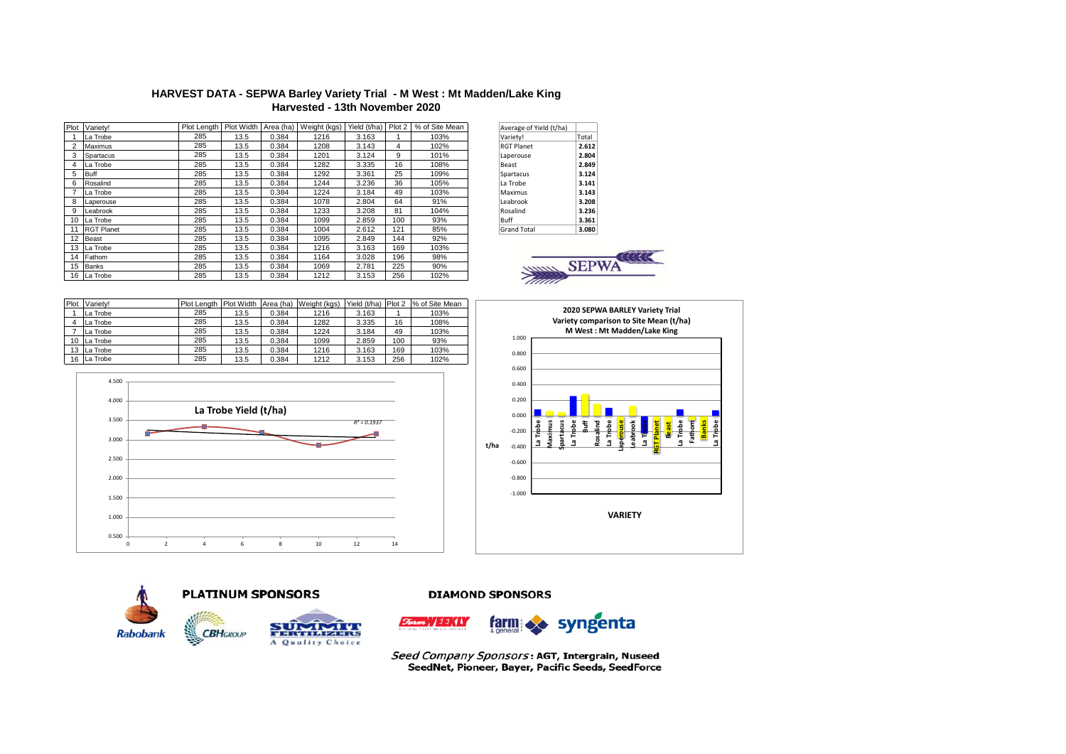# HARVEST DATA - SEPWA Barley Variety Trial - M West : Mt Madden/Lake King

## Harvested - 13th November 2020

| Plot | Variety! | Plot Length | Plot Width | Area (ha) | Weight (kgs) | Yield (t/ha) | Plot 2 | % of Site Mean |
|---|---|---|---|---|---|---|---|---|
| 1 | La Trobe | 285 | 13.5 | 0.384 | 1216 | 3.163 | 1 | 103% |
| 2 | Maximus | 285 | 13.5 | 0.384 | 1208 | 3.143 | 4 | 102% |
| 3 | Spartacus | 285 | 13.5 | 0.384 | 1201 | 3.124 | 9 | 101% |
| 4 | La Trobe | 285 | 13.5 | 0.384 | 1282 | 3.335 | 16 | 108% |
| 5 | Buff | 285 | 13.5 | 0.384 | 1292 | 3.361 | 25 | 109% |
| 6 | Rosalind | 285 | 13.5 | 0.384 | 1244 | 3.236 | 36 | 105% |
| 7 | La Trobe | 285 | 13.5 | 0.384 | 1224 | 3.184 | 49 | 103% |
| 8 | Laperouse | 285 | 13.5 | 0.384 | 1078 | 2.804 | 64 | 91% |
| 9 | Leabrook | 285 | 13.5 | 0.384 | 1233 | 3.208 | 81 | 104% |
| 10 | La Trobe | 285 | 13.5 | 0.384 | 1099 | 2.859 | 100 | 93% |
| 11 | RGT Planet | 285 | 13.5 | 0.384 | 1004 | 2.612 | 121 | 85% |
| 12 | Beast | 285 | 13.5 | 0.384 | 1095 | 2.849 | 144 | 92% |
| 13 | La Trobe | 285 | 13.5 | 0.384 | 1216 | 3.163 | 169 | 103% |
| 14 | Fathom | 285 | 13.5 | 0.384 | 1164 | 3.028 | 196 | 98% |
| 15 | Banks | 285 | 13.5 | 0.384 | 1069 | 2.781 | 225 | 90% |
| 16 | La Trobe | 285 | 13.5 | 0.384 | 1212 | 3.153 | 256 | 102% |

| Average of Yield (t/ha) | |
|---|---|
| Variety! | Total |
| RGT Planet | 2.612 |
| Laperouse | 2.804 |
| Beast | 2.849 |
| Spartacus | 3.124 |
| La Trobe | 3.141 |
| Maximus | 3.143 |
| Leabrook | 3.208 |
| Rosalind | 3.236 |
| Buff | 3.361 |
| Grand Total | 3.080 |

SEPWA

| Plot | Variety! | Plot Length | Plot Width | Area (ha) | Weight (kgs) | Yield (t/ha) | Plot 2 | % of Site Mean |
|---|---|---|---|---|---|---|---|---|
| 1 | La Trobe | 285 | 13.5 | 0.384 | 1216 | 3.163 | 1 | 103% |
| 4 | La Trobe | 285 | 13.5 | 0.384 | 1282 | 3.335 | 16 | 108% |
| 7 | La Trobe | 285 | 13.5 | 0.384 | 1224 | 3.184 | 49 | 103% |
| 10 | La Trobe | 285 | 13.5 | 0.384 | 1099 | 2.859 | 100 | 93% |
| 13 | La Trobe | 285 | 13.5 | 0.384 | 1216 | 3.163 | 169 | 103% |
| 16 | La Trobe | 285 | 13.5 | 0.384 | 1212 | 3.153 | 256 | 102% |

**La Trobe Yield (t/ha)** — $R^2 = 0.1937$

**2020 SEPWA BARLEY Variety Trial — Variety comparison to Site Mean (t/ha) — M West : Mt Madden/Lake King**

**PLATINUM SPONSORS**: Rabobank, CBH Group, Summit Fertilizers

**DIAMOND SPONSORS**: Farm Weekly, Farm & General, Syngenta

*Seed Company Sponsors*: **AGT, Intergrain, Nuseed SeedNet, Pioneer, Bayer, Pacific Seeds, SeedForce**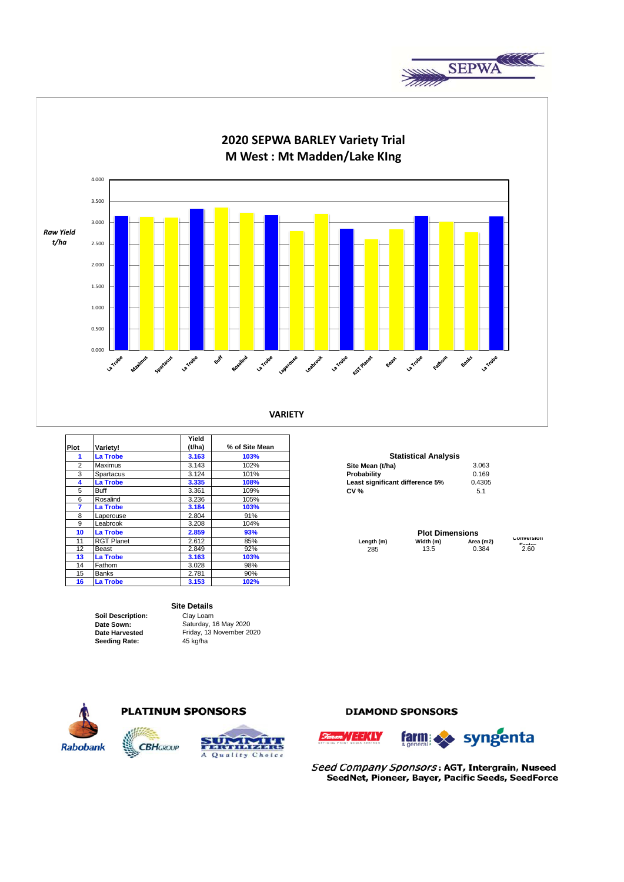# 2020 SEPWA BARLEY Variety Trial

## M West : Mt Madden/Lake KIng

*Raw Yield t/ha*

VARIETY

| Plot | Variety! | Yield (t/ha) | % of Site Mean |
|---|---|---|---|
| **1** | **La Trobe** | **3.163** | **103%** |
| 2 | Maximus | 3.143 | 102% |
| 3 | Spartacus | 3.124 | 101% |
| **4** | **La Trobe** | **3.335** | **108%** |
| 5 | Buff | 3.361 | 109% |
| 6 | Rosalind | 3.236 | 105% |
| **7** | **La Trobe** | **3.184** | **103%** |
| 8 | Laperouse | 2.804 | 91% |
| 9 | Leabrook | 3.208 | 104% |
| **10** | **La Trobe** | **2.859** | **93%** |
| 11 | RGT Planet | 2.612 | 85% |
| 12 | Beast | 2.849 | 92% |
| **13** | **La Trobe** | **3.163** | **103%** |
| 14 | Fathom | 3.028 | 98% |
| 15 | Banks | 2.781 | 90% |
| **16** | **La Trobe** | **3.153** | **102%** |

### Statistical Analysis

| | |
|---|---|
| **Site Mean (t/ha)** | 3.063 |
| **Probability** | 0.169 |
| **Least significant difference 5%** | 0.4305 |
| **CV %** | 5.1 |

### Plot Dimensions

| Length (m) | Width (m) | Area (m2) | Conversion Factor |
|---|---|---|---|
| 285 | 13.5 | 0.384 | 2.60 |

### Site Details

| | |
|---|---|
| **Soil Description:** | Clay Loam |
| **Date Sown:** | Saturday, 16 May 2020 |
| **Date Harvested** | Friday, 13 November 2020 |
| **Seeding Rate:** | 45 kg/ha |

**PLATINUM SPONSORS**

**DIAMOND SPONSORS**

*Seed Company Sponsors*: **AGT, Intergrain, Nuseed SeedNet, Pioneer, Bayer, Pacific Seeds, SeedForce**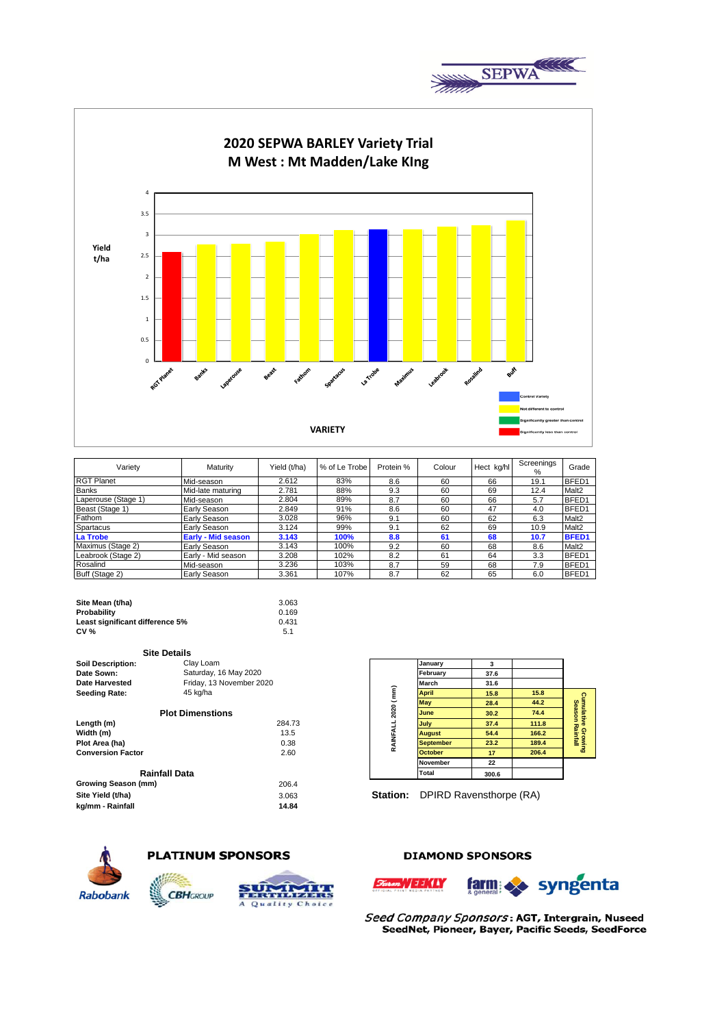SEPWA

## 2020 SEPWA BARLEY Variety Trial
## M West : Mt Madden/Lake KIng

Yield t/ha

4
3.5
3
2.5
2
1.5
1
0.5
0

RGT Planet
Banks
Laperouse
Beast
Fathom
Spartacus
La Trobe
Maximus
Leabrook
Rosalind
Buff

VARIETY

Control Variety
Not different to control
Significantly greater than control
Significantly less than control

| Variety | Maturity | Yield (t/ha) | % of Le Trobe | Protein % | Colour | Hect kg/hl | Screenings % | Grade |
|---|---|---|---|---|---|---|---|---|
| RGT Planet | Mid-season | 2.612 | 83% | 8.6 | 60 | 66 | 19.1 | BFED1 |
| Banks | Mid-late maturing | 2.781 | 88% | 9.3 | 60 | 69 | 12.4 | Malt2 |
| Laperouse (Stage 1) | Mid-season | 2.804 | 89% | 8.7 | 60 | 66 | 5.7 | BFED1 |
| Beast (Stage 1) | Early Season | 2.849 | 91% | 8.6 | 60 | 47 | 4.0 | BFED1 |
| Fathom | Early Season | 3.028 | 96% | 9.1 | 60 | 62 | 6.3 | Malt2 |
| Spartacus | Early Season | 3.124 | 99% | 9.1 | 62 | 69 | 10.9 | Malt2 |
| **La Trobe** | **Early - Mid season** | **3.143** | **100%** | **8.8** | **61** | **68** | **10.7** | **BFED1** |
| Maximus (Stage 2) | Early Season | 3.143 | 100% | 9.2 | 60 | 68 | 8.6 | Malt2 |
| Leabrook (Stage 2) | Early - Mid season | 3.208 | 102% | 8.2 | 61 | 64 | 3.3 | BFED1 |
| Rosalind | Mid-season | 3.236 | 103% | 8.7 | 59 | 68 | 7.9 | BFED1 |
| Buff (Stage 2) | Early Season | 3.361 | 107% | 8.7 | 62 | 65 | 6.0 | BFED1 |

| | |
|---|---|
| **Site Mean (t/ha)** | 3.063 |
| **Probability** | 0.169 |
| **Least significant difference 5%** | 0.431 |
| **CV %** | 5.1 |

### Site Details

| | |
|---|---|
| **Soil Description:** | Clay Loam |
| **Date Sown:** | Saturday, 16 May 2020 |
| **Date Harvested** | Friday, 13 November 2020 |
| **Seeding Rate:** | 45 kg/ha |

### Plot Dimenstions

| | |
|---|---|
| **Length (m)** | 284.73 |
| **Width (m)** | 13.5 |
| **Plot Area (ha)** | 0.38 |
| **Conversion Factor** | 2.60 |

### Rainfall Data

| | |
|---|---|
| **Growing Season (mm)** | 206.4 |
| **Site Yield (t/ha)** | 3.063 |
| **kg/mm - Rainfall** | **14.84** |

RAINFALL 2020 (mm)

| Month | Rainfall | Cumulative Growing Season Rainfall |
|---|---|---|
| January | 3 | |
| February | 37.6 | |
| March | 31.6 | |
| April | 15.8 | 15.8 |
| May | 28.4 | 44.2 |
| June | 30.2 | 74.4 |
| July | 37.4 | 111.8 |
| August | 54.4 | 166.2 |
| September | 23.2 | 189.4 |
| October | 17 | 206.4 |
| November | 22 | |
| Total | 300.6 | |

**Station:** DPIRD Ravensthorpe (RA)

**PLATINUM SPONSORS**

Rabobank, CBH GROUP, SUMMIT FERTILIZERS A Quality Choice

**DIAMOND SPONSORS**

Farm Weekly, farm & general, syngenta

*Seed Company Sponsors*: **AGT, Intergrain, Nuseed SeedNet, Pioneer, Bayer, Pacific Seeds, SeedForce**